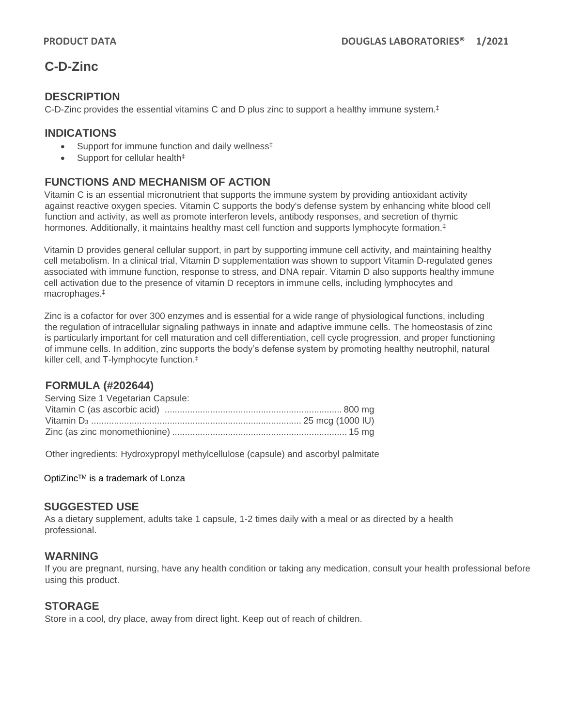# C-D-Zinc

## DESCRIPTION

C-D-Zinc provides the essential vitamins C and D plus zinc to support a healthy immune system.‡

## INDICATIONS

- Support for immune function and daily wellness‡
- Support for cellular health‡

## FUNCTIONS AND MECHANISM OF ACTION

Vitamin C is an essential micronutrient that supports the immune system by providing antioxidant activity against reactive oxygen species. Vitamin C supports the body's defense system by enhancing white blood cell function and activity, as well as promote interferon levels, antibody responses, and secretion of thymic hormones. Additionally, it maintains healthy mast cell function and supports lymphocyte formation.‡

Vitamin D provides general cellular support, in part by supporting immune cell activity, and maintaining healthy cell metabolism. In a clinical trial, Vitamin D supplementation was shown to support Vitamin D-regulated genes associated with immune function, response to stress, and DNA repair. Vitamin D also supports healthy immune cell activation due to the presence of vitamin D receptors in immune cells, including lymphocytes and macrophages.‡

Zinc is a cofactor for over 300 enzymes and is essential for a wide range of physiological functions, including the regulation of intracellular signaling pathways in innate and adaptive immune cells. The homeostasis of zinc is particularly important for cell maturation and cell differentiation, cell cycle progression, and proper functioning of immune cells. In addition, zinc supports the body's defense system by promoting healthy neutrophil, natural killer cell, and T-lymphocyte function.‡

## FORMULA (#202644)

Serving Size 1 Vegetarian Capsule:

| Ingredient | Amount |
|---|---|
| Vitamin C (as ascorbic acid) | 800 mg |
| Vitamin $D_3$ | 25 mcg (1000 IU) |
| Zinc (as zinc monomethionine) | 15 mg |

Other ingredients: Hydroxypropyl methylcellulose (capsule) and ascorbyl palmitate

OptiZinc™ is a trademark of Lonza

## SUGGESTED USE

As a dietary supplement, adults take 1 capsule, 1-2 times daily with a meal or as directed by a health professional.

## WARNING

If you are pregnant, nursing, have any health condition or taking any medication, consult your health professional before using this product.

## STORAGE

Store in a cool, dry place, away from direct light. Keep out of reach of children.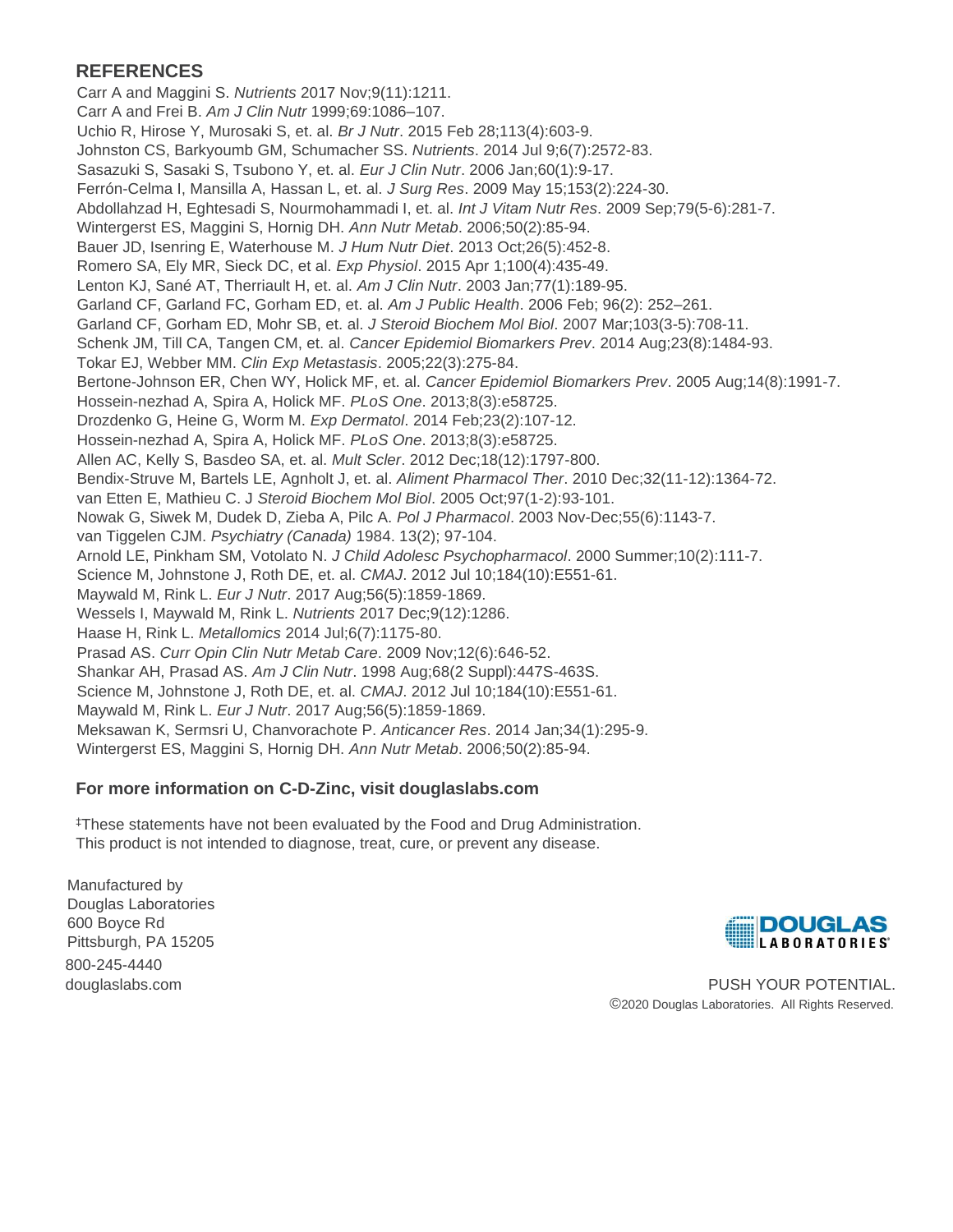## REFERENCES

Carr A and Maggini S. *Nutrients* 2017 Nov;9(11):1211.
Carr A and Frei B. *Am J Clin Nutr* 1999;69:1086–107.
Uchio R, Hirose Y, Murosaki S, et. al. *Br J Nutr*. 2015 Feb 28;113(4):603-9.
Johnston CS, Barkyoumb GM, Schumacher SS. *Nutrients*. 2014 Jul 9;6(7):2572-83.
Sasazuki S, Sasaki S, Tsubono Y, et. al. *Eur J Clin Nutr*. 2006 Jan;60(1):9-17.
Ferrón-Celma I, Mansilla A, Hassan L, et. al. *J Surg Res*. 2009 May 15;153(2):224-30.
Abdollahzad H, Eghtesadi S, Nourmohammadi I, et. al. *Int J Vitam Nutr Res*. 2009 Sep;79(5-6):281-7.
Wintergerst ES, Maggini S, Hornig DH. *Ann Nutr Metab*. 2006;50(2):85-94.
Bauer JD, Isenring E, Waterhouse M. *J Hum Nutr Diet*. 2013 Oct;26(5):452-8.
Romero SA, Ely MR, Sieck DC, et al. *Exp Physiol*. 2015 Apr 1;100(4):435-49.
Lenton KJ, Sané AT, Therriault H, et. al. *Am J Clin Nutr*. 2003 Jan;77(1):189-95.
Garland CF, Garland FC, Gorham ED, et. al. *Am J Public Health*. 2006 Feb; 96(2): 252–261.
Garland CF, Gorham ED, Mohr SB, et. al. *J Steroid Biochem Mol Biol*. 2007 Mar;103(3-5):708-11.
Schenk JM, Till CA, Tangen CM, et. al. *Cancer Epidemiol Biomarkers Prev*. 2014 Aug;23(8):1484-93.
Tokar EJ, Webber MM. *Clin Exp Metastasis*. 2005;22(3):275-84.
Bertone-Johnson ER, Chen WY, Holick MF, et. al. *Cancer Epidemiol Biomarkers Prev*. 2005 Aug;14(8):1991-7.
Hossein-nezhad A, Spira A, Holick MF. *PLoS One*. 2013;8(3):e58725.
Drozdenko G, Heine G, Worm M. *Exp Dermatol*. 2014 Feb;23(2):107-12.
Hossein-nezhad A, Spira A, Holick MF. *PLoS One*. 2013;8(3):e58725.
Allen AC, Kelly S, Basdeo SA, et. al. *Mult Scler*. 2012 Dec;18(12):1797-800.
Bendix-Struve M, Bartels LE, Agnholt J, et. al. *Aliment Pharmacol Ther*. 2010 Dec;32(11-12):1364-72.
van Etten E, Mathieu C. J *Steroid Biochem Mol Biol*. 2005 Oct;97(1-2):93-101.
Nowak G, Siwek M, Dudek D, Zieba A, Pilc A. *Pol J Pharmacol*. 2003 Nov-Dec;55(6):1143-7.
van Tiggelen CJM. *Psychiatry (Canada)* 1984. 13(2); 97-104.
Arnold LE, Pinkham SM, Votolato N. *J Child Adolesc Psychopharmacol*. 2000 Summer;10(2):111-7.
Science M, Johnstone J, Roth DE, et. al. *CMAJ*. 2012 Jul 10;184(10):E551-61.
Maywald M, Rink L. *Eur J Nutr*. 2017 Aug;56(5):1859-1869.
Wessels I, Maywald M, Rink L. *Nutrients* 2017 Dec;9(12):1286.
Haase H, Rink L. *Metallomics* 2014 Jul;6(7):1175-80.
Prasad AS. *Curr Opin Clin Nutr Metab Care*. 2009 Nov;12(6):646-52.
Shankar AH, Prasad AS. *Am J Clin Nutr*. 1998 Aug;68(2 Suppl):447S-463S.
Science M, Johnstone J, Roth DE, et. al. *CMAJ*. 2012 Jul 10;184(10):E551-61.
Maywald M, Rink L. *Eur J Nutr*. 2017 Aug;56(5):1859-1869.
Meksawan K, Sermsri U, Chanvorachote P. *Anticancer Res*. 2014 Jan;34(1):295-9.
Wintergerst ES, Maggini S, Hornig DH. *Ann Nutr Metab*. 2006;50(2):85-94.

**For more information on C-D-Zinc, visit douglaslabs.com**

‡These statements have not been evaluated by the Food and Drug Administration.
This product is not intended to diagnose, treat, cure, or prevent any disease.

Manufactured by
Douglas Laboratories
600 Boyce Rd
Pittsburgh, PA 15205
800-245-4440
douglaslabs.com

DOUGLAS LABORATORIES®

PUSH YOUR POTENTIAL.
©2020 Douglas Laboratories. All Rights Reserved.